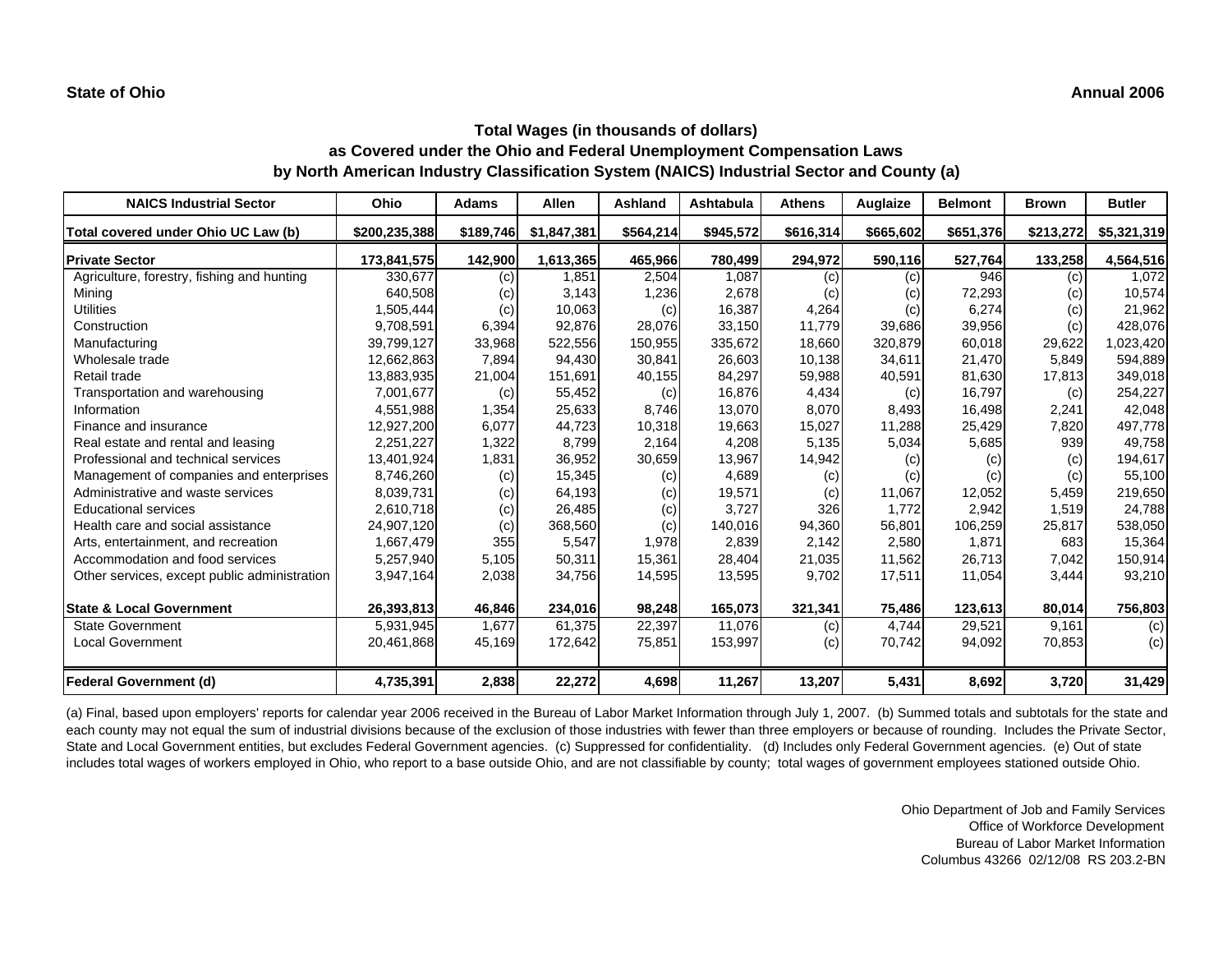**State of Ohio** **Annual 2006**

### Total Wages (in thousands of dollars)
### as Covered under the Ohio and Federal Unemployment Compensation Laws
### by North American Industry Classification System (NAICS) Industrial Sector and County (a)

| NAICS Industrial Sector | Ohio | Adams | Allen | Ashland | Ashtabula | Athens | Auglaize | Belmont | Brown | Butler |
|---|---|---|---|---|---|---|---|---|---|---|
| Total covered under Ohio UC Law (b) | $200,235,388 | $189,746 | $1,847,381 | $564,214 | $945,572 | $616,314 | $665,602 | $651,376 | $213,272 | $5,321,319 |
| **Private Sector** | **173,841,575** | **142,900** | **1,613,365** | **465,966** | **780,499** | **294,972** | **590,116** | **527,764** | **133,258** | **4,564,516** |
| Agriculture, forestry, fishing and hunting | 330,677 | (c) | 1,851 | 2,504 | 1,087 | (c) | (c) | 946 | (c) | 1,072 |
| Mining | 640,508 | (c) | 3,143 | 1,236 | 2,678 | (c) | (c) | 72,293 | (c) | 10,574 |
| Utilities | 1,505,444 | (c) | 10,063 | (c) | 16,387 | 4,264 | (c) | 6,274 | (c) | 21,962 |
| Construction | 9,708,591 | 6,394 | 92,876 | 28,076 | 33,150 | 11,779 | 39,686 | 39,956 | (c) | 428,076 |
| Manufacturing | 39,799,127 | 33,968 | 522,556 | 150,955 | 335,672 | 18,660 | 320,879 | 60,018 | 29,622 | 1,023,420 |
| Wholesale trade | 12,662,863 | 7,894 | 94,430 | 30,841 | 26,603 | 10,138 | 34,611 | 21,470 | 5,849 | 594,889 |
| Retail trade | 13,883,935 | 21,004 | 151,691 | 40,155 | 84,297 | 59,988 | 40,591 | 81,630 | 17,813 | 349,018 |
| Transportation and warehousing | 7,001,677 | (c) | 55,452 | (c) | 16,876 | 4,434 | (c) | 16,797 | (c) | 254,227 |
| Information | 4,551,988 | 1,354 | 25,633 | 8,746 | 13,070 | 8,070 | 8,493 | 16,498 | 2,241 | 42,048 |
| Finance and insurance | 12,927,200 | 6,077 | 44,723 | 10,318 | 19,663 | 15,027 | 11,288 | 25,429 | 7,820 | 497,778 |
| Real estate and rental and leasing | 2,251,227 | 1,322 | 8,799 | 2,164 | 4,208 | 5,135 | 5,034 | 5,685 | 939 | 49,758 |
| Professional and technical services | 13,401,924 | 1,831 | 36,952 | 30,659 | 13,967 | 14,942 | (c) | (c) | (c) | 194,617 |
| Management of companies and enterprises | 8,746,260 | (c) | 15,345 | (c) | 4,689 | (c) | (c) | (c) | (c) | 55,100 |
| Administrative and waste services | 8,039,731 | (c) | 64,193 | (c) | 19,571 | (c) | 11,067 | 12,052 | 5,459 | 219,650 |
| Educational services | 2,610,718 | (c) | 26,485 | (c) | 3,727 | 326 | 1,772 | 2,942 | 1,519 | 24,788 |
| Health care and social assistance | 24,907,120 | (c) | 368,560 | (c) | 140,016 | 94,360 | 56,801 | 106,259 | 25,817 | 538,050 |
| Arts, entertainment, and recreation | 1,667,479 | 355 | 5,547 | 1,978 | 2,839 | 2,142 | 2,580 | 1,871 | 683 | 15,364 |
| Accommodation and food services | 5,257,940 | 5,105 | 50,311 | 15,361 | 28,404 | 21,035 | 11,562 | 26,713 | 7,042 | 150,914 |
| Other services, except public administration | 3,947,164 | 2,038 | 34,756 | 14,595 | 13,595 | 9,702 | 17,511 | 11,054 | 3,444 | 93,210 |
| **State & Local Government** | **26,393,813** | **46,846** | **234,016** | **98,248** | **165,073** | **321,341** | **75,486** | **123,613** | **80,014** | **756,803** |
| State Government | 5,931,945 | 1,677 | 61,375 | 22,397 | 11,076 | (c) | 4,744 | 29,521 | 9,161 | (c) |
| Local Government | 20,461,868 | 45,169 | 172,642 | 75,851 | 153,997 | (c) | 70,742 | 94,092 | 70,853 | (c) |
| **Federal Government (d)** | **4,735,391** | **2,838** | **22,272** | **4,698** | **11,267** | **13,207** | **5,431** | **8,692** | **3,720** | **31,429** |

(a) Final, based upon employers' reports for calendar year 2006 received in the Bureau of Labor Market Information through July 1, 2007. (b) Summed totals and subtotals for the state and each county may not equal the sum of industrial divisions because of the exclusion of those industries with fewer than three employers or because of rounding. Includes the Private Sector, State and Local Government entities, but excludes Federal Government agencies. (c) Suppressed for confidentiality. (d) Includes only Federal Government agencies. (e) Out of state includes total wages of workers employed in Ohio, who report to a base outside Ohio, and are not classifiable by county; total wages of government employees stationed outside Ohio.

Ohio Department of Job and Family Services
Office of Workforce Development
Bureau of Labor Market Information
Columbus 43266 02/12/08 RS 203.2-BN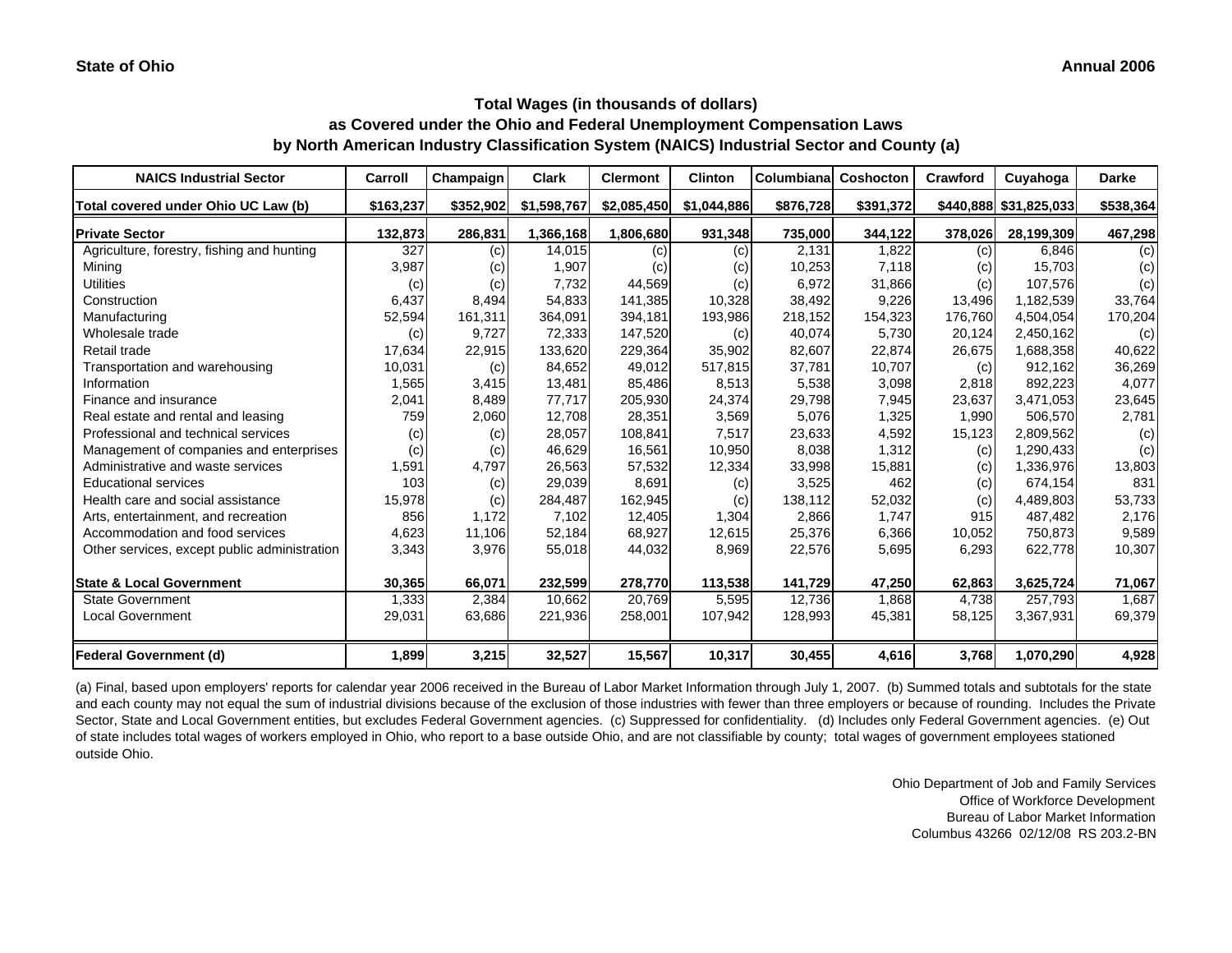**State of Ohio** **Annual 2006**

## Total Wages (in thousands of dollars)
## as Covered under the Ohio and Federal Unemployment Compensation Laws
## by North American Industry Classification System (NAICS) Industrial Sector and County (a)

| NAICS Industrial Sector | Carroll | Champaign | Clark | Clermont | Clinton | Columbiana | Coshocton | Crawford | Cuyahoga | Darke |
|---|---|---|---|---|---|---|---|---|---|---|
| **Total covered under Ohio UC Law (b)** | **$163,237** | **$352,902** | **$1,598,767** | **$2,085,450** | **$1,044,886** | **$876,728** | **$391,372** | **$440,888** | **$31,825,033** | **$538,364** |
| **Private Sector** | **132,873** | **286,831** | **1,366,168** | **1,806,680** | **931,348** | **735,000** | **344,122** | **378,026** | **28,199,309** | **467,298** |
| Agriculture, forestry, fishing and hunting | 327 | (c) | 14,015 | (c) | (c) | 2,131 | 1,822 | (c) | 6,846 | (c) |
| Mining | 3,987 | (c) | 1,907 | (c) | (c) | 10,253 | 7,118 | (c) | 15,703 | (c) |
| Utilities | (c) | (c) | 7,732 | 44,569 | (c) | 6,972 | 31,866 | (c) | 107,576 | (c) |
| Construction | 6,437 | 8,494 | 54,833 | 141,385 | 10,328 | 38,492 | 9,226 | 13,496 | 1,182,539 | 33,764 |
| Manufacturing | 52,594 | 161,311 | 364,091 | 394,181 | 193,986 | 218,152 | 154,323 | 176,760 | 4,504,054 | 170,204 |
| Wholesale trade | (c) | 9,727 | 72,333 | 147,520 | (c) | 40,074 | 5,730 | 20,124 | 2,450,162 | (c) |
| Retail trade | 17,634 | 22,915 | 133,620 | 229,364 | 35,902 | 82,607 | 22,874 | 26,675 | 1,688,358 | 40,622 |
| Transportation and warehousing | 10,031 | (c) | 84,652 | 49,012 | 517,815 | 37,781 | 10,707 | (c) | 912,162 | 36,269 |
| Information | 1,565 | 3,415 | 13,481 | 85,486 | 8,513 | 5,538 | 3,098 | 2,818 | 892,223 | 4,077 |
| Finance and insurance | 2,041 | 8,489 | 77,717 | 205,930 | 24,374 | 29,798 | 7,945 | 23,637 | 3,471,053 | 23,645 |
| Real estate and rental and leasing | 759 | 2,060 | 12,708 | 28,351 | 3,569 | 5,076 | 1,325 | 1,990 | 506,570 | 2,781 |
| Professional and technical services | (c) | (c) | 28,057 | 108,841 | 7,517 | 23,633 | 4,592 | 15,123 | 2,809,562 | (c) |
| Management of companies and enterprises | (c) | (c) | 46,629 | 16,561 | 10,950 | 8,038 | 1,312 | (c) | 1,290,433 | (c) |
| Administrative and waste services | 1,591 | 4,797 | 26,563 | 57,532 | 12,334 | 33,998 | 15,881 | (c) | 1,336,976 | 13,803 |
| Educational services | 103 | (c) | 29,039 | 8,691 | (c) | 3,525 | 462 | (c) | 674,154 | 831 |
| Health care and social assistance | 15,978 | (c) | 284,487 | 162,945 | (c) | 138,112 | 52,032 | (c) | 4,489,803 | 53,733 |
| Arts, entertainment, and recreation | 856 | 1,172 | 7,102 | 12,405 | 1,304 | 2,866 | 1,747 | 915 | 487,482 | 2,176 |
| Accommodation and food services | 4,623 | 11,106 | 52,184 | 68,927 | 12,615 | 25,376 | 6,366 | 10,052 | 750,873 | 9,589 |
| Other services, except public administration | 3,343 | 3,976 | 55,018 | 44,032 | 8,969 | 22,576 | 5,695 | 6,293 | 622,778 | 10,307 |
| **State & Local Government** | **30,365** | **66,071** | **232,599** | **278,770** | **113,538** | **141,729** | **47,250** | **62,863** | **3,625,724** | **71,067** |
| State Government | 1,333 | 2,384 | 10,662 | 20,769 | 5,595 | 12,736 | 1,868 | 4,738 | 257,793 | 1,687 |
| Local Government | 29,031 | 63,686 | 221,936 | 258,001 | 107,942 | 128,993 | 45,381 | 58,125 | 3,367,931 | 69,379 |
| **Federal Government (d)** | **1,899** | **3,215** | **32,527** | **15,567** | **10,317** | **30,455** | **4,616** | **3,768** | **1,070,290** | **4,928** |

(a) Final, based upon employers' reports for calendar year 2006 received in the Bureau of Labor Market Information through July 1, 2007. (b) Summed totals and subtotals for the state and each county may not equal the sum of industrial divisions because of the exclusion of those industries with fewer than three employers or because of rounding. Includes the Private Sector, State and Local Government entities, but excludes Federal Government agencies. (c) Suppressed for confidentiality. (d) Includes only Federal Government agencies. (e) Out of state includes total wages of workers employed in Ohio, who report to a base outside Ohio, and are not classifiable by county; total wages of government employees stationed outside Ohio.

Ohio Department of Job and Family Services
Office of Workforce Development
Bureau of Labor Market Information
Columbus 43266 02/12/08 RS 203.2-BN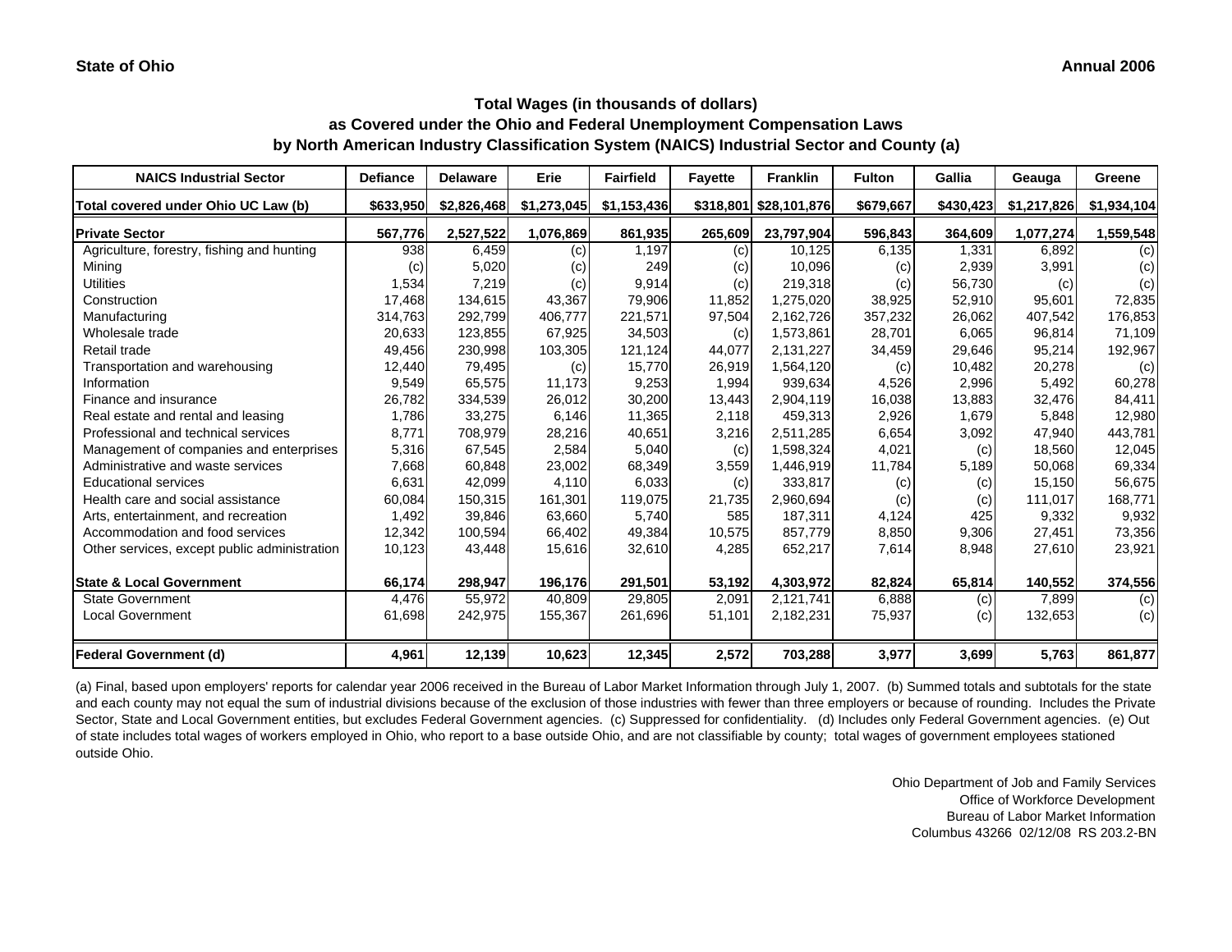State of Ohio | Annual 2006

## Total Wages (in thousands of dollars) as Covered under the Ohio and Federal Unemployment Compensation Laws by North American Industry Classification System (NAICS) Industrial Sector and County (a)

| NAICS Industrial Sector | Defiance | Delaware | Erie | Fairfield | Fayette | Franklin | Fulton | Gallia | Geauga | Greene |
|---|---|---|---|---|---|---|---|---|---|---|
| **Total covered under Ohio UC Law (b)** | **$633,950** | **$2,826,468** | **$1,273,045** | **$1,153,436** | **$318,801** | **$28,101,876** | **$679,667** | **$430,423** | **$1,217,826** | **$1,934,104** |
| **Private Sector** | **567,776** | **2,527,522** | **1,076,869** | **861,935** | **265,609** | **23,797,904** | **596,843** | **364,609** | **1,077,274** | **1,559,548** |
| Agriculture, forestry, fishing and hunting | 938 | 6,459 | (c) | 1,197 | (c) | 10,125 | 6,135 | 1,331 | 6,892 | (c) |
| Mining | (c) | 5,020 | (c) | 249 | (c) | 10,096 | (c) | 2,939 | 3,991 | (c) |
| Utilities | 1,534 | 7,219 | (c) | 9,914 | (c) | 219,318 | (c) | 56,730 | (c) | (c) |
| Construction | 17,468 | 134,615 | 43,367 | 79,906 | 11,852 | 1,275,020 | 38,925 | 52,910 | 95,601 | 72,835 |
| Manufacturing | 314,763 | 292,799 | 406,777 | 221,571 | 97,504 | 2,162,726 | 357,232 | 26,062 | 407,542 | 176,853 |
| Wholesale trade | 20,633 | 123,855 | 67,925 | 34,503 | (c) | 1,573,861 | 28,701 | 6,065 | 96,814 | 71,109 |
| Retail trade | 49,456 | 230,998 | 103,305 | 121,124 | 44,077 | 2,131,227 | 34,459 | 29,646 | 95,214 | 192,967 |
| Transportation and warehousing | 12,440 | 79,495 | (c) | 15,770 | 26,919 | 1,564,120 | (c) | 10,482 | 20,278 | (c) |
| Information | 9,549 | 65,575 | 11,173 | 9,253 | 1,994 | 939,634 | 4,526 | 2,996 | 5,492 | 60,278 |
| Finance and insurance | 26,782 | 334,539 | 26,012 | 30,200 | 13,443 | 2,904,119 | 16,038 | 13,883 | 32,476 | 84,411 |
| Real estate and rental and leasing | 1,786 | 33,275 | 6,146 | 11,365 | 2,118 | 459,313 | 2,926 | 1,679 | 5,848 | 12,980 |
| Professional and technical services | 8,771 | 708,979 | 28,216 | 40,651 | 3,216 | 2,511,285 | 6,654 | 3,092 | 47,940 | 443,781 |
| Management of companies and enterprises | 5,316 | 67,545 | 2,584 | 5,040 | (c) | 1,598,324 | 4,021 | (c) | 18,560 | 12,045 |
| Administrative and waste services | 7,668 | 60,848 | 23,002 | 68,349 | 3,559 | 1,446,919 | 11,784 | 5,189 | 50,068 | 69,334 |
| Educational services | 6,631 | 42,099 | 4,110 | 6,033 | (c) | 333,817 | (c) | (c) | 15,150 | 56,675 |
| Health care and social assistance | 60,084 | 150,315 | 161,301 | 119,075 | 21,735 | 2,960,694 | (c) | (c) | 111,017 | 168,771 |
| Arts, entertainment, and recreation | 1,492 | 39,846 | 63,660 | 5,740 | 585 | 187,311 | 4,124 | 425 | 9,332 | 9,932 |
| Accommodation and food services | 12,342 | 100,594 | 66,402 | 49,384 | 10,575 | 857,779 | 8,850 | 9,306 | 27,451 | 73,356 |
| Other services, except public administration | 10,123 | 43,448 | 15,616 | 32,610 | 4,285 | 652,217 | 7,614 | 8,948 | 27,610 | 23,921 |
| **State & Local Government** | **66,174** | **298,947** | **196,176** | **291,501** | **53,192** | **4,303,972** | **82,824** | **65,814** | **140,552** | **374,556** |
| State Government | 4,476 | 55,972 | 40,809 | 29,805 | 2,091 | 2,121,741 | 6,888 | (c) | 7,899 | (c) |
| Local Government | 61,698 | 242,975 | 155,367 | 261,696 | 51,101 | 2,182,231 | 75,937 | (c) | 132,653 | (c) |
| **Federal Government (d)** | **4,961** | **12,139** | **10,623** | **12,345** | **2,572** | **703,288** | **3,977** | **3,699** | **5,763** | **861,877** |

(a) Final, based upon employers' reports for calendar year 2006 received in the Bureau of Labor Market Information through July 1, 2007. (b) Summed totals and subtotals for the state and each county may not equal the sum of industrial divisions because of the exclusion of those industries with fewer than three employers or because of rounding. Includes the Private Sector, State and Local Government entities, but excludes Federal Government agencies. (c) Suppressed for confidentiality. (d) Includes only Federal Government agencies. (e) Out of state includes total wages of workers employed in Ohio, who report to a base outside Ohio, and are not classifiable by county; total wages of government employees stationed outside Ohio.

Ohio Department of Job and Family Services
Office of Workforce Development
Bureau of Labor Market Information
Columbus 43266 02/12/08 RS 203.2-BN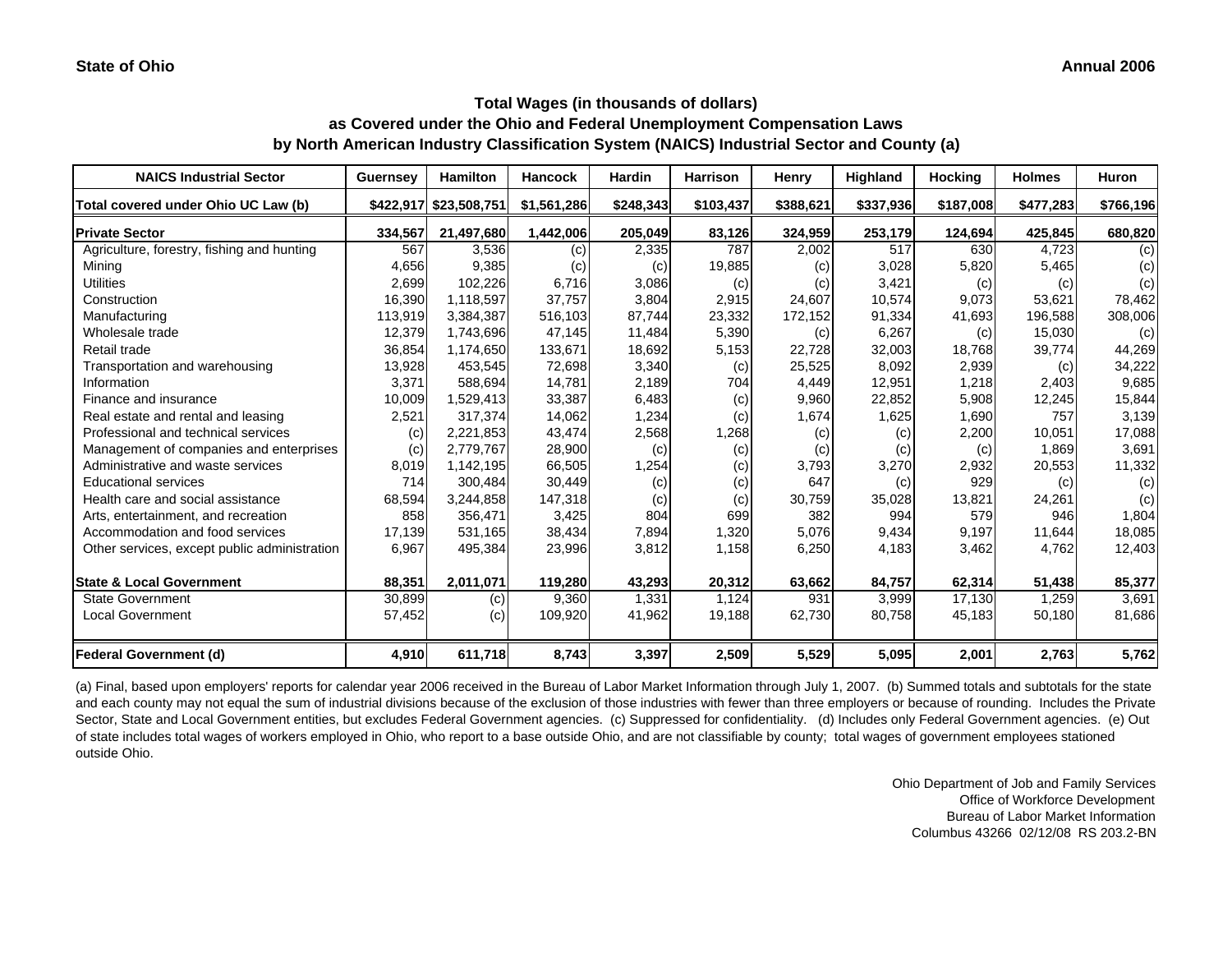**State of Ohio** **Annual 2006**

## Total Wages (in thousands of dollars) as Covered under the Ohio and Federal Unemployment Compensation Laws by North American Industry Classification System (NAICS) Industrial Sector and County (a)

| NAICS Industrial Sector | Guernsey | Hamilton | Hancock | Hardin | Harrison | Henry | Highland | Hocking | Holmes | Huron |
|---|---|---|---|---|---|---|---|---|---|---|
| Total covered under Ohio UC Law (b) | $422,917 | $23,508,751 | $1,561,286 | $248,343 | $103,437 | $388,621 | $337,936 | $187,008 | $477,283 | $766,196 |
| **Private Sector** | **334,567** | **21,497,680** | **1,442,006** | **205,049** | **83,126** | **324,959** | **253,179** | **124,694** | **425,845** | **680,820** |
| Agriculture, forestry, fishing and hunting | 567 | 3,536 | (c) | 2,335 | 787 | 2,002 | 517 | 630 | 4,723 | (c) |
| Mining | 4,656 | 9,385 | (c) | (c) | 19,885 | (c) | 3,028 | 5,820 | 5,465 | (c) |
| Utilities | 2,699 | 102,226 | 6,716 | 3,086 | (c) | (c) | 3,421 | (c) | (c) | (c) |
| Construction | 16,390 | 1,118,597 | 37,757 | 3,804 | 2,915 | 24,607 | 10,574 | 9,073 | 53,621 | 78,462 |
| Manufacturing | 113,919 | 3,384,387 | 516,103 | 87,744 | 23,332 | 172,152 | 91,334 | 41,693 | 196,588 | 308,006 |
| Wholesale trade | 12,379 | 1,743,696 | 47,145 | 11,484 | 5,390 | (c) | 6,267 | (c) | 15,030 | (c) |
| Retail trade | 36,854 | 1,174,650 | 133,671 | 18,692 | 5,153 | 22,728 | 32,003 | 18,768 | 39,774 | 44,269 |
| Transportation and warehousing | 13,928 | 453,545 | 72,698 | 3,340 | (c) | 25,525 | 8,092 | 2,939 | (c) | 34,222 |
| Information | 3,371 | 588,694 | 14,781 | 2,189 | 704 | 4,449 | 12,951 | 1,218 | 2,403 | 9,685 |
| Finance and insurance | 10,009 | 1,529,413 | 33,387 | 6,483 | (c) | 9,960 | 22,852 | 5,908 | 12,245 | 15,844 |
| Real estate and rental and leasing | 2,521 | 317,374 | 14,062 | 1,234 | (c) | 1,674 | 1,625 | 1,690 | 757 | 3,139 |
| Professional and technical services | (c) | 2,221,853 | 43,474 | 2,568 | 1,268 | (c) | (c) | 2,200 | 10,051 | 17,088 |
| Management of companies and enterprises | (c) | 2,779,767 | 28,900 | (c) | (c) | (c) | (c) | (c) | 1,869 | 3,691 |
| Administrative and waste services | 8,019 | 1,142,195 | 66,505 | 1,254 | (c) | 3,793 | 3,270 | 2,932 | 20,553 | 11,332 |
| Educational services | 714 | 300,484 | 30,449 | (c) | (c) | 647 | (c) | 929 | (c) | (c) |
| Health care and social assistance | 68,594 | 3,244,858 | 147,318 | (c) | (c) | 30,759 | 35,028 | 13,821 | 24,261 | (c) |
| Arts, entertainment, and recreation | 858 | 356,471 | 3,425 | 804 | 699 | 382 | 994 | 579 | 946 | 1,804 |
| Accommodation and food services | 17,139 | 531,165 | 38,434 | 7,894 | 1,320 | 5,076 | 9,434 | 9,197 | 11,644 | 18,085 |
| Other services, except public administration | 6,967 | 495,384 | 23,996 | 3,812 | 1,158 | 6,250 | 4,183 | 3,462 | 4,762 | 12,403 |
| **State & Local Government** | **88,351** | **2,011,071** | **119,280** | **43,293** | **20,312** | **63,662** | **84,757** | **62,314** | **51,438** | **85,377** |
| State Government | 30,899 | (c) | 9,360 | 1,331 | 1,124 | 931 | 3,999 | 17,130 | 1,259 | 3,691 |
| Local Government | 57,452 | (c) | 109,920 | 41,962 | 19,188 | 62,730 | 80,758 | 45,183 | 50,180 | 81,686 |
| **Federal Government (d)** | **4,910** | **611,718** | **8,743** | **3,397** | **2,509** | **5,529** | **5,095** | **2,001** | **2,763** | **5,762** |

(a) Final, based upon employers' reports for calendar year 2006 received in the Bureau of Labor Market Information through July 1, 2007. (b) Summed totals and subtotals for the state and each county may not equal the sum of industrial divisions because of the exclusion of those industries with fewer than three employers or because of rounding. Includes the Private Sector, State and Local Government entities, but excludes Federal Government agencies. (c) Suppressed for confidentiality. (d) Includes only Federal Government agencies. (e) Out of state includes total wages of workers employed in Ohio, who report to a base outside Ohio, and are not classifiable by county; total wages of government employees stationed outside Ohio.

Ohio Department of Job and Family Services
Office of Workforce Development
Bureau of Labor Market Information
Columbus 43266 02/12/08 RS 203.2-BN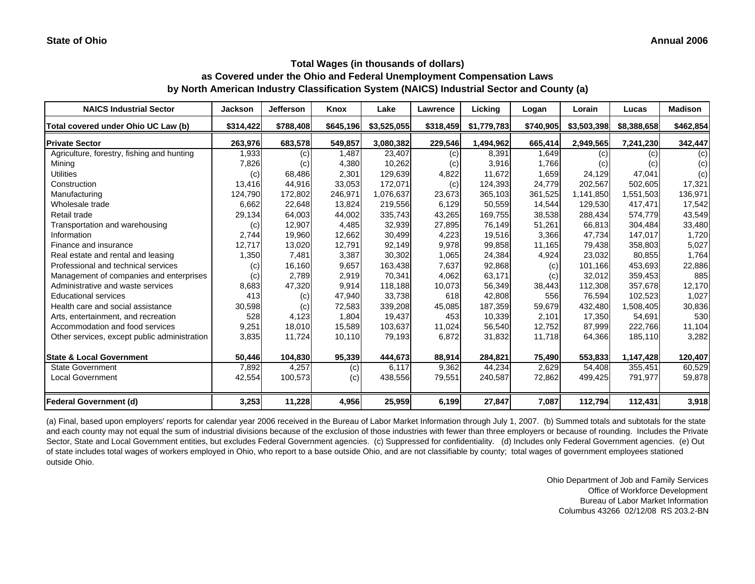**State of Ohio** **Annual 2006**

## Total Wages (in thousands of dollars)
## as Covered under the Ohio and Federal Unemployment Compensation Laws
## by North American Industry Classification System (NAICS) Industrial Sector and County (a)

| NAICS Industrial Sector | Jackson | Jefferson | Knox | Lake | Lawrence | Licking | Logan | Lorain | Lucas | Madison |
|---|---|---|---|---|---|---|---|---|---|---|
| **Total covered under Ohio UC Law (b)** | **$314,422** | **$788,408** | **$645,196** | **$3,525,055** | **$318,459** | **$1,779,783** | **$740,905** | **$3,503,398** | **$8,388,658** | **$462,854** |
| **Private Sector** | **263,976** | **683,578** | **549,857** | **3,080,382** | **229,546** | **1,494,962** | **665,414** | **2,949,565** | **7,241,230** | **342,447** |
| Agriculture, forestry, fishing and hunting | 1,933 | (c) | 1,487 | 23,407 | (c) | 8,391 | 1,649 | (c) | (c) | (c) |
| Mining | 7,826 | (c) | 4,380 | 10,262 | (c) | 3,916 | 1,766 | (c) | (c) | (c) |
| Utilities | (c) | 68,486 | 2,301 | 129,639 | 4,822 | 11,672 | 1,659 | 24,129 | 47,041 | (c) |
| Construction | 13,416 | 44,916 | 33,053 | 172,071 | (c) | 124,393 | 24,779 | 202,567 | 502,605 | 17,321 |
| Manufacturing | 124,790 | 172,802 | 246,971 | 1,076,637 | 23,673 | 365,103 | 361,525 | 1,141,850 | 1,551,503 | 136,971 |
| Wholesale trade | 6,662 | 22,648 | 13,824 | 219,556 | 6,129 | 50,559 | 14,544 | 129,530 | 417,471 | 17,542 |
| Retail trade | 29,134 | 64,003 | 44,002 | 335,743 | 43,265 | 169,755 | 38,538 | 288,434 | 574,779 | 43,549 |
| Transportation and warehousing | (c) | 12,907 | 4,485 | 32,939 | 27,895 | 76,149 | 51,261 | 66,813 | 304,484 | 33,480 |
| Information | 2,744 | 19,960 | 12,662 | 30,499 | 4,223 | 19,516 | 3,366 | 47,734 | 147,017 | 1,720 |
| Finance and insurance | 12,717 | 13,020 | 12,791 | 92,149 | 9,978 | 99,858 | 11,165 | 79,438 | 358,803 | 5,027 |
| Real estate and rental and leasing | 1,350 | 7,481 | 3,387 | 30,302 | 1,065 | 24,384 | 4,924 | 23,032 | 80,855 | 1,764 |
| Professional and technical services | (c) | 16,160 | 9,657 | 163,438 | 7,637 | 92,868 | (c) | 101,166 | 453,693 | 22,886 |
| Management of companies and enterprises | (c) | 2,789 | 2,919 | 70,341 | 4,062 | 63,171 | (c) | 32,012 | 359,453 | 885 |
| Administrative and waste services | 8,683 | 47,320 | 9,914 | 118,188 | 10,073 | 56,349 | 38,443 | 112,308 | 357,678 | 12,170 |
| Educational services | 413 | (c) | 47,940 | 33,738 | 618 | 42,808 | 556 | 76,594 | 102,523 | 1,027 |
| Health care and social assistance | 30,598 | (c) | 72,583 | 339,208 | 45,085 | 187,359 | 59,679 | 432,480 | 1,508,405 | 30,836 |
| Arts, entertainment, and recreation | 528 | 4,123 | 1,804 | 19,437 | 453 | 10,339 | 2,101 | 17,350 | 54,691 | 530 |
| Accommodation and food services | 9,251 | 18,010 | 15,589 | 103,637 | 11,024 | 56,540 | 12,752 | 87,999 | 222,766 | 11,104 |
| Other services, except public administration | 3,835 | 11,724 | 10,110 | 79,193 | 6,872 | 31,832 | 11,718 | 64,366 | 185,110 | 3,282 |
| **State & Local Government** | **50,446** | **104,830** | **95,339** | **444,673** | **88,914** | **284,821** | **75,490** | **553,833** | **1,147,428** | **120,407** |
| State Government | 7,892 | 4,257 | (c) | 6,117 | 9,362 | 44,234 | 2,629 | 54,408 | 355,451 | 60,529 |
| Local Government | 42,554 | 100,573 | (c) | 438,556 | 79,551 | 240,587 | 72,862 | 499,425 | 791,977 | 59,878 |
| **Federal Government (d)** | **3,253** | **11,228** | **4,956** | **25,959** | **6,199** | **27,847** | **7,087** | **112,794** | **112,431** | **3,918** |

(a) Final, based upon employers' reports for calendar year 2006 received in the Bureau of Labor Market Information through July 1, 2007. (b) Summed totals and subtotals for the state and each county may not equal the sum of industrial divisions because of the exclusion of those industries with fewer than three employers or because of rounding. Includes the Private Sector, State and Local Government entities, but excludes Federal Government agencies. (c) Suppressed for confidentiality. (d) Includes only Federal Government agencies. (e) Out of state includes total wages of workers employed in Ohio, who report to a base outside Ohio, and are not classifiable by county; total wages of government employees stationed outside Ohio.

Ohio Department of Job and Family Services
Office of Workforce Development
Bureau of Labor Market Information
Columbus 43266 02/12/08 RS 203.2-BN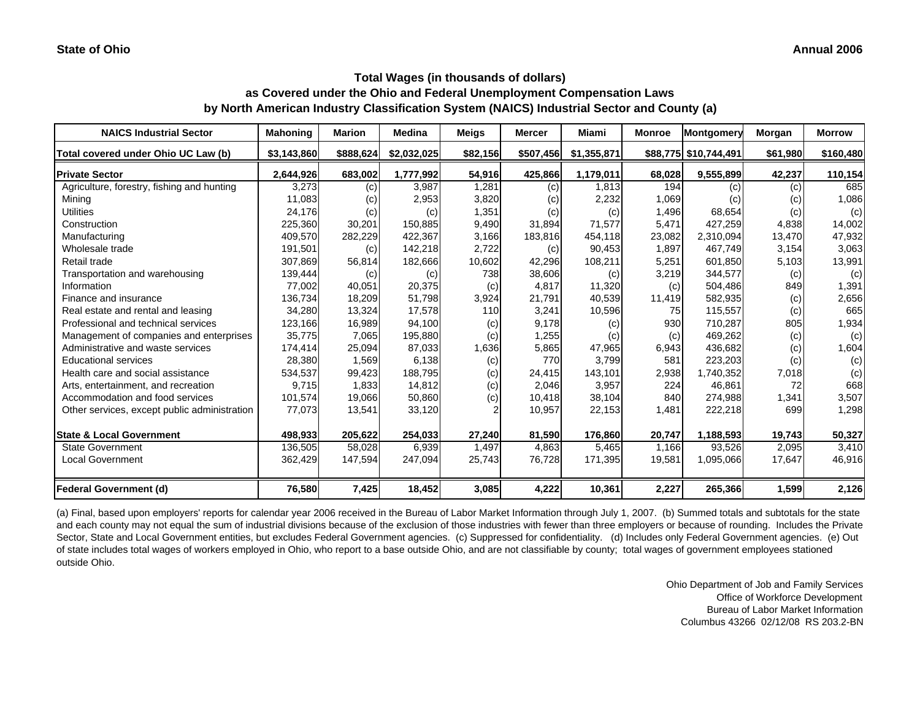**State of Ohio** **Annual 2006**

### Total Wages (in thousands of dollars)
### as Covered under the Ohio and Federal Unemployment Compensation Laws
### by North American Industry Classification System (NAICS) Industrial Sector and County (a)

| NAICS Industrial Sector | Mahoning | Marion | Medina | Meigs | Mercer | Miami | Monroe | Montgomery | Morgan | Morrow |
|---|---|---|---|---|---|---|---|---|---|---|
| **Total covered under Ohio UC Law (b)** | **$3,143,860** | **$888,624** | **$2,032,025** | **$82,156** | **$507,456** | **$1,355,871** | **$88,775** | **$10,744,491** | **$61,980** | **$160,480** |
| **Private Sector** | **2,644,926** | **683,002** | **1,777,992** | **54,916** | **425,866** | **1,179,011** | **68,028** | **9,555,899** | **42,237** | **110,154** |
| Agriculture, forestry, fishing and hunting | 3,273 | (c) | 3,987 | 1,281 | (c) | 1,813 | 194 | (c) | (c) | 685 |
| Mining | 11,083 | (c) | 2,953 | 3,820 | (c) | 2,232 | 1,069 | (c) | (c) | 1,086 |
| Utilities | 24,176 | (c) | (c) | 1,351 | (c) | (c) | 1,496 | 68,654 | (c) | (c) |
| Construction | 225,360 | 30,201 | 150,885 | 9,490 | 31,894 | 71,577 | 5,471 | 427,259 | 4,838 | 14,002 |
| Manufacturing | 409,570 | 282,229 | 422,367 | 3,166 | 183,816 | 454,118 | 23,082 | 2,310,094 | 13,470 | 47,932 |
| Wholesale trade | 191,501 | (c) | 142,218 | 2,722 | (c) | 90,453 | 1,897 | 467,749 | 3,154 | 3,063 |
| Retail trade | 307,869 | 56,814 | 182,666 | 10,602 | 42,296 | 108,211 | 5,251 | 601,850 | 5,103 | 13,991 |
| Transportation and warehousing | 139,444 | (c) | (c) | 738 | 38,606 | (c) | 3,219 | 344,577 | (c) | (c) |
| Information | 77,002 | 40,051 | 20,375 | (c) | 4,817 | 11,320 | (c) | 504,486 | 849 | 1,391 |
| Finance and insurance | 136,734 | 18,209 | 51,798 | 3,924 | 21,791 | 40,539 | 11,419 | 582,935 | (c) | 2,656 |
| Real estate and rental and leasing | 34,280 | 13,324 | 17,578 | 110 | 3,241 | 10,596 | 75 | 115,557 | (c) | 665 |
| Professional and technical services | 123,166 | 16,989 | 94,100 | (c) | 9,178 | (c) | 930 | 710,287 | 805 | 1,934 |
| Management of companies and enterprises | 35,775 | 7,065 | 195,880 | (c) | 1,255 | (c) | (c) | 469,262 | (c) | (c) |
| Administrative and waste services | 174,414 | 25,094 | 87,033 | 1,636 | 5,865 | 47,965 | 6,943 | 436,682 | (c) | 1,604 |
| Educational services | 28,380 | 1,569 | 6,138 | (c) | 770 | 3,799 | 581 | 223,203 | (c) | (c) |
| Health care and social assistance | 534,537 | 99,423 | 188,795 | (c) | 24,415 | 143,101 | 2,938 | 1,740,352 | 7,018 | (c) |
| Arts, entertainment, and recreation | 9,715 | 1,833 | 14,812 | (c) | 2,046 | 3,957 | 224 | 46,861 | 72 | 668 |
| Accommodation and food services | 101,574 | 19,066 | 50,860 | (c) | 10,418 | 38,104 | 840 | 274,988 | 1,341 | 3,507 |
| Other services, except public administration | 77,073 | 13,541 | 33,120 | 2 | 10,957 | 22,153 | 1,481 | 222,218 | 699 | 1,298 |
| **State & Local Government** | **498,933** | **205,622** | **254,033** | **27,240** | **81,590** | **176,860** | **20,747** | **1,188,593** | **19,743** | **50,327** |
| State Government | 136,505 | 58,028 | 6,939 | 1,497 | 4,863 | 5,465 | 1,166 | 93,526 | 2,095 | 3,410 |
| Local Government | 362,429 | 147,594 | 247,094 | 25,743 | 76,728 | 171,395 | 19,581 | 1,095,066 | 17,647 | 46,916 |
| **Federal Government (d)** | **76,580** | **7,425** | **18,452** | **3,085** | **4,222** | **10,361** | **2,227** | **265,366** | **1,599** | **2,126** |

(a) Final, based upon employers' reports for calendar year 2006 received in the Bureau of Labor Market Information through July 1, 2007. (b) Summed totals and subtotals for the state and each county may not equal the sum of industrial divisions because of the exclusion of those industries with fewer than three employers or because of rounding. Includes the Private Sector, State and Local Government entities, but excludes Federal Government agencies. (c) Suppressed for confidentiality. (d) Includes only Federal Government agencies. (e) Out of state includes total wages of workers employed in Ohio, who report to a base outside Ohio, and are not classifiable by county; total wages of government employees stationed outside Ohio.

Ohio Department of Job and Family Services
Office of Workforce Development
Bureau of Labor Market Information
Columbus 43266 02/12/08 RS 203.2-BN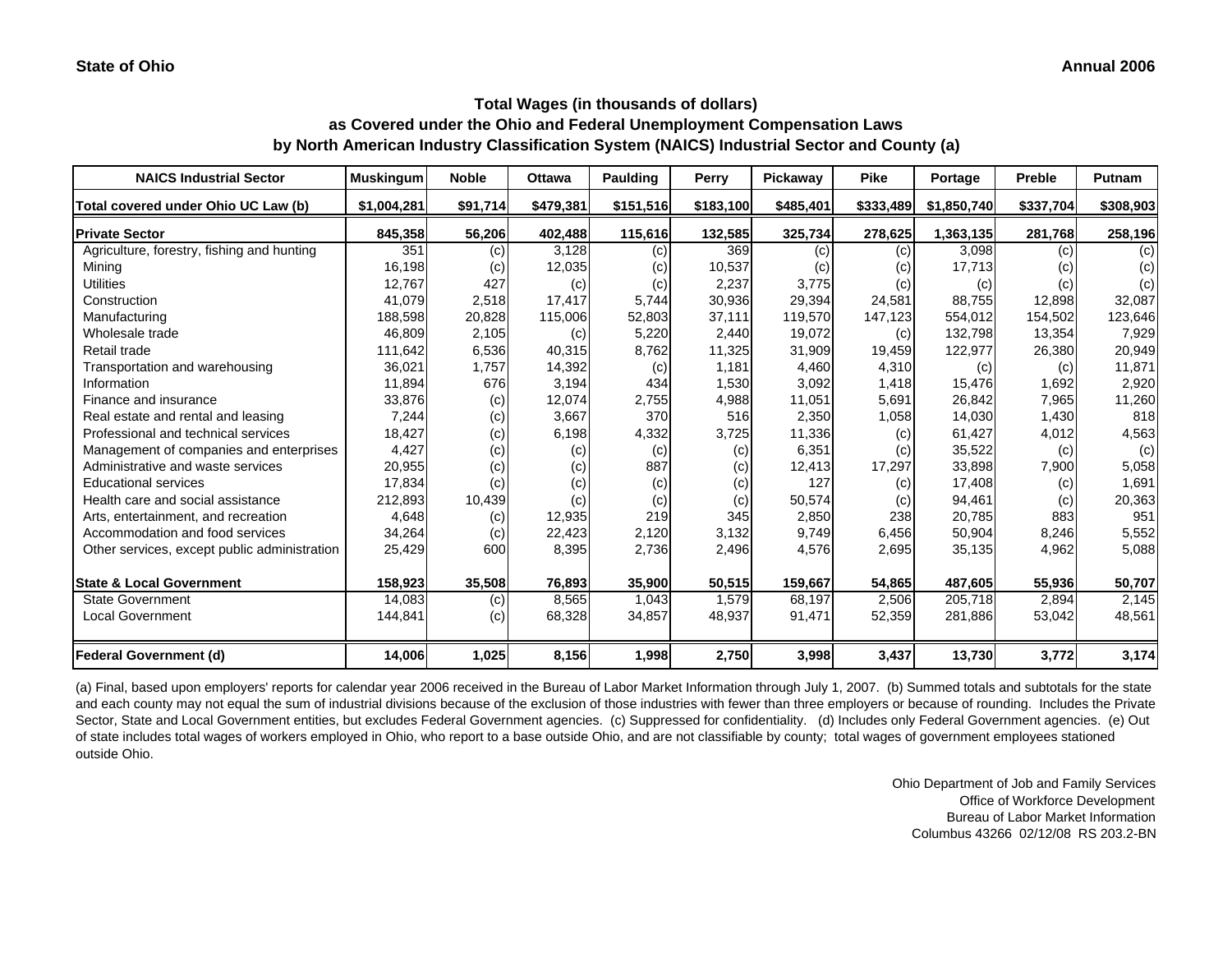State of Ohio

Annual 2006

## Total Wages (in thousands of dollars)
## as Covered under the Ohio and Federal Unemployment Compensation Laws
## by North American Industry Classification System (NAICS) Industrial Sector and County (a)

| NAICS Industrial Sector | Muskingum | Noble | Ottawa | Paulding | Perry | Pickaway | Pike | Portage | Preble | Putnam |
|---|---|---|---|---|---|---|---|---|---|---|
| **Total covered under Ohio UC Law (b)** | **$1,004,281** | **$91,714** | **$479,381** | **$151,516** | **$183,100** | **$485,401** | **$333,489** | **$1,850,740** | **$337,704** | **$308,903** |
| **Private Sector** | **845,358** | **56,206** | **402,488** | **115,616** | **132,585** | **325,734** | **278,625** | **1,363,135** | **281,768** | **258,196** |
| Agriculture, forestry, fishing and hunting | 351 | (c) | 3,128 | (c) | 369 | (c) | (c) | 3,098 | (c) | (c) |
| Mining | 16,198 | (c) | 12,035 | (c) | 10,537 | (c) | (c) | 17,713 | (c) | (c) |
| Utilities | 12,767 | 427 | (c) | (c) | 2,237 | 3,775 | (c) | (c) | (c) | (c) |
| Construction | 41,079 | 2,518 | 17,417 | 5,744 | 30,936 | 29,394 | 24,581 | 88,755 | 12,898 | 32,087 |
| Manufacturing | 188,598 | 20,828 | 115,006 | 52,803 | 37,111 | 119,570 | 147,123 | 554,012 | 154,502 | 123,646 |
| Wholesale trade | 46,809 | 2,105 | (c) | 5,220 | 2,440 | 19,072 | (c) | 132,798 | 13,354 | 7,929 |
| Retail trade | 111,642 | 6,536 | 40,315 | 8,762 | 11,325 | 31,909 | 19,459 | 122,977 | 26,380 | 20,949 |
| Transportation and warehousing | 36,021 | 1,757 | 14,392 | (c) | 1,181 | 4,460 | 4,310 | (c) | (c) | 11,871 |
| Information | 11,894 | 676 | 3,194 | 434 | 1,530 | 3,092 | 1,418 | 15,476 | 1,692 | 2,920 |
| Finance and insurance | 33,876 | (c) | 12,074 | 2,755 | 4,988 | 11,051 | 5,691 | 26,842 | 7,965 | 11,260 |
| Real estate and rental and leasing | 7,244 | (c) | 3,667 | 370 | 516 | 2,350 | 1,058 | 14,030 | 1,430 | 818 |
| Professional and technical services | 18,427 | (c) | 6,198 | 4,332 | 3,725 | 11,336 | (c) | 61,427 | 4,012 | 4,563 |
| Management of companies and enterprises | 4,427 | (c) | (c) | (c) | (c) | 6,351 | (c) | 35,522 | (c) | (c) |
| Administrative and waste services | 20,955 | (c) | (c) | 887 | (c) | 12,413 | 17,297 | 33,898 | 7,900 | 5,058 |
| Educational services | 17,834 | (c) | (c) | (c) | (c) | 127 | (c) | 17,408 | (c) | 1,691 |
| Health care and social assistance | 212,893 | 10,439 | (c) | (c) | (c) | 50,574 | (c) | 94,461 | (c) | 20,363 |
| Arts, entertainment, and recreation | 4,648 | (c) | 12,935 | 219 | 345 | 2,850 | 238 | 20,785 | 883 | 951 |
| Accommodation and food services | 34,264 | (c) | 22,423 | 2,120 | 3,132 | 9,749 | 6,456 | 50,904 | 8,246 | 5,552 |
| Other services, except public administration | 25,429 | 600 | 8,395 | 2,736 | 2,496 | 4,576 | 2,695 | 35,135 | 4,962 | 5,088 |
| **State & Local Government** | **158,923** | **35,508** | **76,893** | **35,900** | **50,515** | **159,667** | **54,865** | **487,605** | **55,936** | **50,707** |
| State Government | 14,083 | (c) | 8,565 | 1,043 | 1,579 | 68,197 | 2,506 | 205,718 | 2,894 | 2,145 |
| Local Government | 144,841 | (c) | 68,328 | 34,857 | 48,937 | 91,471 | 52,359 | 281,886 | 53,042 | 48,561 |
| **Federal Government (d)** | **14,006** | **1,025** | **8,156** | **1,998** | **2,750** | **3,998** | **3,437** | **13,730** | **3,772** | **3,174** |

(a) Final, based upon employers' reports for calendar year 2006 received in the Bureau of Labor Market Information through July 1, 2007. (b) Summed totals and subtotals for the state and each county may not equal the sum of industrial divisions because of the exclusion of those industries with fewer than three employers or because of rounding. Includes the Private Sector, State and Local Government entities, but excludes Federal Government agencies. (c) Suppressed for confidentiality. (d) Includes only Federal Government agencies. (e) Out of state includes total wages of workers employed in Ohio, who report to a base outside Ohio, and are not classifiable by county; total wages of government employees stationed outside Ohio.

Ohio Department of Job and Family Services
Office of Workforce Development
Bureau of Labor Market Information
Columbus 43266 02/12/08 RS 203.2-BN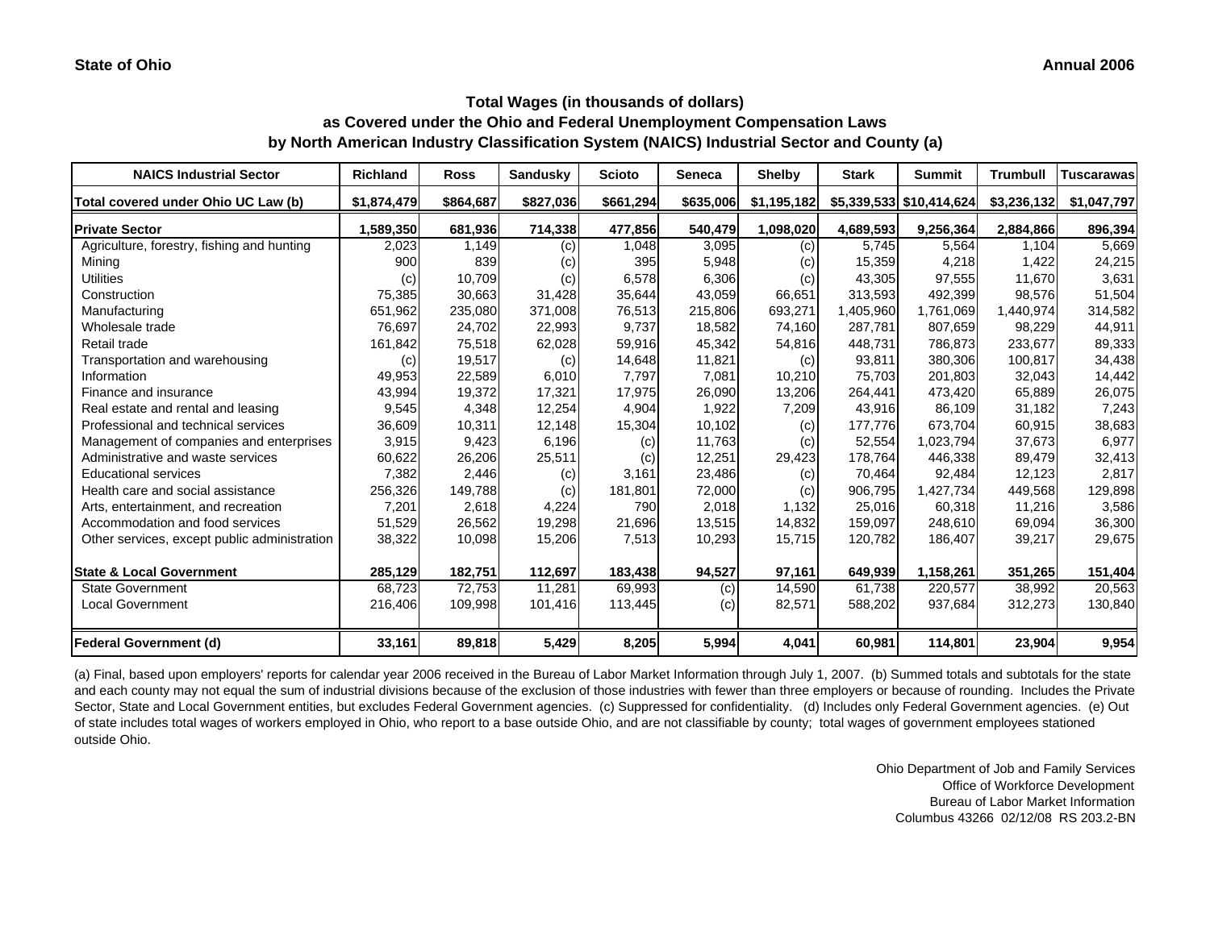State of Ohio

Annual 2006

## Total Wages (in thousands of dollars)
## as Covered under the Ohio and Federal Unemployment Compensation Laws
## by North American Industry Classification System (NAICS) Industrial Sector and County (a)

| NAICS Industrial Sector | Richland | Ross | Sandusky | Scioto | Seneca | Shelby | Stark | Summit | Trumbull | Tuscarawas |
|---|---|---|---|---|---|---|---|---|---|---|
| Total covered under Ohio UC Law (b) | $1,874,479 | $864,687 | $827,036 | $661,294 | $635,006 | $1,195,182 | $5,339,533 | $10,414,624 | $3,236,132 | $1,047,797 |
| **Private Sector** | 1,589,350 | 681,936 | 714,338 | 477,856 | 540,479 | 1,098,020 | 4,689,593 | 9,256,364 | 2,884,866 | 896,394 |
| Agriculture, forestry, fishing and hunting | 2,023 | 1,149 | (c) | 1,048 | 3,095 | (c) | 5,745 | 5,564 | 1,104 | 5,669 |
| Mining | 900 | 839 | (c) | 395 | 5,948 | (c) | 15,359 | 4,218 | 1,422 | 24,215 |
| Utilities | (c) | 10,709 | (c) | 6,578 | 6,306 | (c) | 43,305 | 97,555 | 11,670 | 3,631 |
| Construction | 75,385 | 30,663 | 31,428 | 35,644 | 43,059 | 66,651 | 313,593 | 492,399 | 98,576 | 51,504 |
| Manufacturing | 651,962 | 235,080 | 371,008 | 76,513 | 215,806 | 693,271 | 1,405,960 | 1,761,069 | 1,440,974 | 314,582 |
| Wholesale trade | 76,697 | 24,702 | 22,993 | 9,737 | 18,582 | 74,160 | 287,781 | 807,659 | 98,229 | 44,911 |
| Retail trade | 161,842 | 75,518 | 62,028 | 59,916 | 45,342 | 54,816 | 448,731 | 786,873 | 233,677 | 89,333 |
| Transportation and warehousing | (c) | 19,517 | (c) | 14,648 | 11,821 | (c) | 93,811 | 380,306 | 100,817 | 34,438 |
| Information | 49,953 | 22,589 | 6,010 | 7,797 | 7,081 | 10,210 | 75,703 | 201,803 | 32,043 | 14,442 |
| Finance and insurance | 43,994 | 19,372 | 17,321 | 17,975 | 26,090 | 13,206 | 264,441 | 473,420 | 65,889 | 26,075 |
| Real estate and rental and leasing | 9,545 | 4,348 | 12,254 | 4,904 | 1,922 | 7,209 | 43,916 | 86,109 | 31,182 | 7,243 |
| Professional and technical services | 36,609 | 10,311 | 12,148 | 15,304 | 10,102 | (c) | 177,776 | 673,704 | 60,915 | 38,683 |
| Management of companies and enterprises | 3,915 | 9,423 | 6,196 | (c) | 11,763 | (c) | 52,554 | 1,023,794 | 37,673 | 6,977 |
| Administrative and waste services | 60,622 | 26,206 | 25,511 | (c) | 12,251 | 29,423 | 178,764 | 446,338 | 89,479 | 32,413 |
| Educational services | 7,382 | 2,446 | (c) | 3,161 | 23,486 | (c) | 70,464 | 92,484 | 12,123 | 2,817 |
| Health care and social assistance | 256,326 | 149,788 | (c) | 181,801 | 72,000 | (c) | 906,795 | 1,427,734 | 449,568 | 129,898 |
| Arts, entertainment, and recreation | 7,201 | 2,618 | 4,224 | 790 | 2,018 | 1,132 | 25,016 | 60,318 | 11,216 | 3,586 |
| Accommodation and food services | 51,529 | 26,562 | 19,298 | 21,696 | 13,515 | 14,832 | 159,097 | 248,610 | 69,094 | 36,300 |
| Other services, except public administration | 38,322 | 10,098 | 15,206 | 7,513 | 10,293 | 15,715 | 120,782 | 186,407 | 39,217 | 29,675 |
| **State & Local Government** | 285,129 | 182,751 | 112,697 | 183,438 | 94,527 | 97,161 | 649,939 | 1,158,261 | 351,265 | 151,404 |
| State Government | 68,723 | 72,753 | 11,281 | 69,993 | (c) | 14,590 | 61,738 | 220,577 | 38,992 | 20,563 |
| Local Government | 216,406 | 109,998 | 101,416 | 113,445 | (c) | 82,571 | 588,202 | 937,684 | 312,273 | 130,840 |
| **Federal Government (d)** | 33,161 | 89,818 | 5,429 | 8,205 | 5,994 | 4,041 | 60,981 | 114,801 | 23,904 | 9,954 |

(a) Final, based upon employers' reports for calendar year 2006 received in the Bureau of Labor Market Information through July 1, 2007. (b) Summed totals and subtotals for the state and each county may not equal the sum of industrial divisions because of the exclusion of those industries with fewer than three employers or because of rounding. Includes the Private Sector, State and Local Government entities, but excludes Federal Government agencies. (c) Suppressed for confidentiality. (d) Includes only Federal Government agencies. (e) Out of state includes total wages of workers employed in Ohio, who report to a base outside Ohio, and are not classifiable by county; total wages of government employees stationed outside Ohio.

Ohio Department of Job and Family Services
Office of Workforce Development
Bureau of Labor Market Information
Columbus 43266 02/12/08 RS 203.2-BN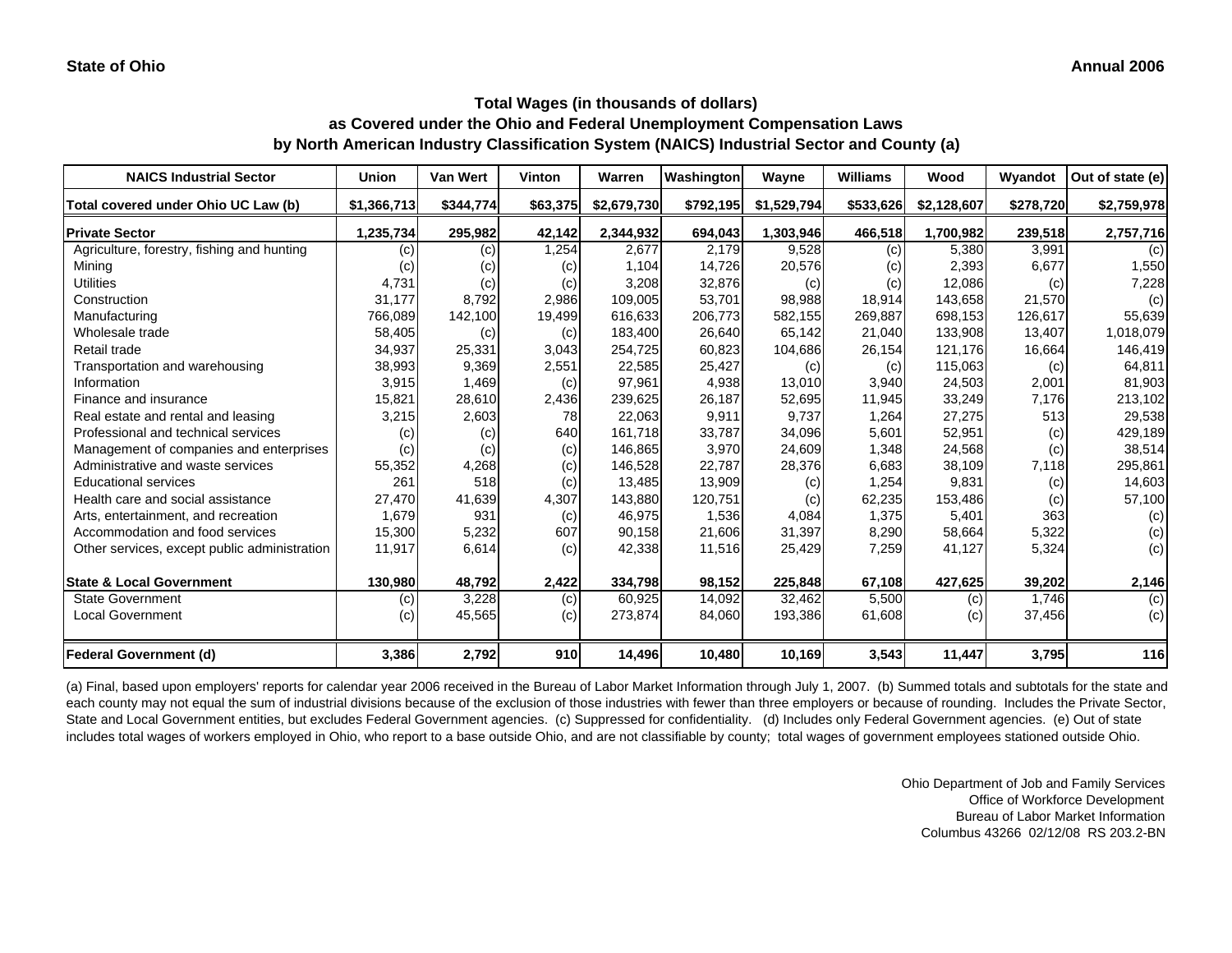**State of Ohio** **Annual 2006**

### Total Wages (in thousands of dollars)
### as Covered under the Ohio and Federal Unemployment Compensation Laws
### by North American Industry Classification System (NAICS) Industrial Sector and County (a)

| NAICS Industrial Sector | Union | Van Wert | Vinton | Warren | Washington | Wayne | Williams | Wood | Wyandot | Out of state (e) |
|---|---|---|---|---|---|---|---|---|---|---|
| Total covered under Ohio UC Law (b) | $1,366,713 | $344,774 | $63,375 | $2,679,730 | $792,195 | $1,529,794 | $533,626 | $2,128,607 | $278,720 | $2,759,978 |
| **Private Sector** | **1,235,734** | **295,982** | **42,142** | **2,344,932** | **694,043** | **1,303,946** | **466,518** | **1,700,982** | **239,518** | **2,757,716** |
| Agriculture, forestry, fishing and hunting | (c) | (c) | 1,254 | 2,677 | 2,179 | 9,528 | (c) | 5,380 | 3,991 | (c) |
| Mining | (c) | (c) | (c) | 1,104 | 14,726 | 20,576 | (c) | 2,393 | 6,677 | 1,550 |
| Utilities | 4,731 | (c) | (c) | 3,208 | 32,876 | (c) | (c) | 12,086 | (c) | 7,228 |
| Construction | 31,177 | 8,792 | 2,986 | 109,005 | 53,701 | 98,988 | 18,914 | 143,658 | 21,570 | (c) |
| Manufacturing | 766,089 | 142,100 | 19,499 | 616,633 | 206,773 | 582,155 | 269,887 | 698,153 | 126,617 | 55,639 |
| Wholesale trade | 58,405 | (c) | (c) | 183,400 | 26,640 | 65,142 | 21,040 | 133,908 | 13,407 | 1,018,079 |
| Retail trade | 34,937 | 25,331 | 3,043 | 254,725 | 60,823 | 104,686 | 26,154 | 121,176 | 16,664 | 146,419 |
| Transportation and warehousing | 38,993 | 9,369 | 2,551 | 22,585 | 25,427 | (c) | (c) | 115,063 | (c) | 64,811 |
| Information | 3,915 | 1,469 | (c) | 97,961 | 4,938 | 13,010 | 3,940 | 24,503 | 2,001 | 81,903 |
| Finance and insurance | 15,821 | 28,610 | 2,436 | 239,625 | 26,187 | 52,695 | 11,945 | 33,249 | 7,176 | 213,102 |
| Real estate and rental and leasing | 3,215 | 2,603 | 78 | 22,063 | 9,911 | 9,737 | 1,264 | 27,275 | 513 | 29,538 |
| Professional and technical services | (c) | (c) | 640 | 161,718 | 33,787 | 34,096 | 5,601 | 52,951 | (c) | 429,189 |
| Management of companies and enterprises | (c) | (c) | (c) | 146,865 | 3,970 | 24,609 | 1,348 | 24,568 | (c) | 38,514 |
| Administrative and waste services | 55,352 | 4,268 | (c) | 146,528 | 22,787 | 28,376 | 6,683 | 38,109 | 7,118 | 295,861 |
| Educational services | 261 | 518 | (c) | 13,485 | 13,909 | (c) | 1,254 | 9,831 | (c) | 14,603 |
| Health care and social assistance | 27,470 | 41,639 | 4,307 | 143,880 | 120,751 | (c) | 62,235 | 153,486 | (c) | 57,100 |
| Arts, entertainment, and recreation | 1,679 | 931 | (c) | 46,975 | 1,536 | 4,084 | 1,375 | 5,401 | 363 | (c) |
| Accommodation and food services | 15,300 | 5,232 | 607 | 90,158 | 21,606 | 31,397 | 8,290 | 58,664 | 5,322 | (c) |
| Other services, except public administration | 11,917 | 6,614 | (c) | 42,338 | 11,516 | 25,429 | 7,259 | 41,127 | 5,324 | (c) |
| **State & Local Government** | **130,980** | **48,792** | **2,422** | **334,798** | **98,152** | **225,848** | **67,108** | **427,625** | **39,202** | **2,146** |
| State Government | (c) | 3,228 | (c) | 60,925 | 14,092 | 32,462 | 5,500 | (c) | 1,746 | (c) |
| Local Government | (c) | 45,565 | (c) | 273,874 | 84,060 | 193,386 | 61,608 | (c) | 37,456 | (c) |
| **Federal Government (d)** | **3,386** | **2,792** | **910** | **14,496** | **10,480** | **10,169** | **3,543** | **11,447** | **3,795** | **116** |

(a) Final, based upon employers' reports for calendar year 2006 received in the Bureau of Labor Market Information through July 1, 2007. (b) Summed totals and subtotals for the state and each county may not equal the sum of industrial divisions because of the exclusion of those industries with fewer than three employers or because of rounding. Includes the Private Sector, State and Local Government entities, but excludes Federal Government agencies. (c) Suppressed for confidentiality. (d) Includes only Federal Government agencies. (e) Out of state includes total wages of workers employed in Ohio, who report to a base outside Ohio, and are not classifiable by county; total wages of government employees stationed outside Ohio.

Ohio Department of Job and Family Services
Office of Workforce Development
Bureau of Labor Market Information
Columbus 43266 02/12/08 RS 203.2-BN